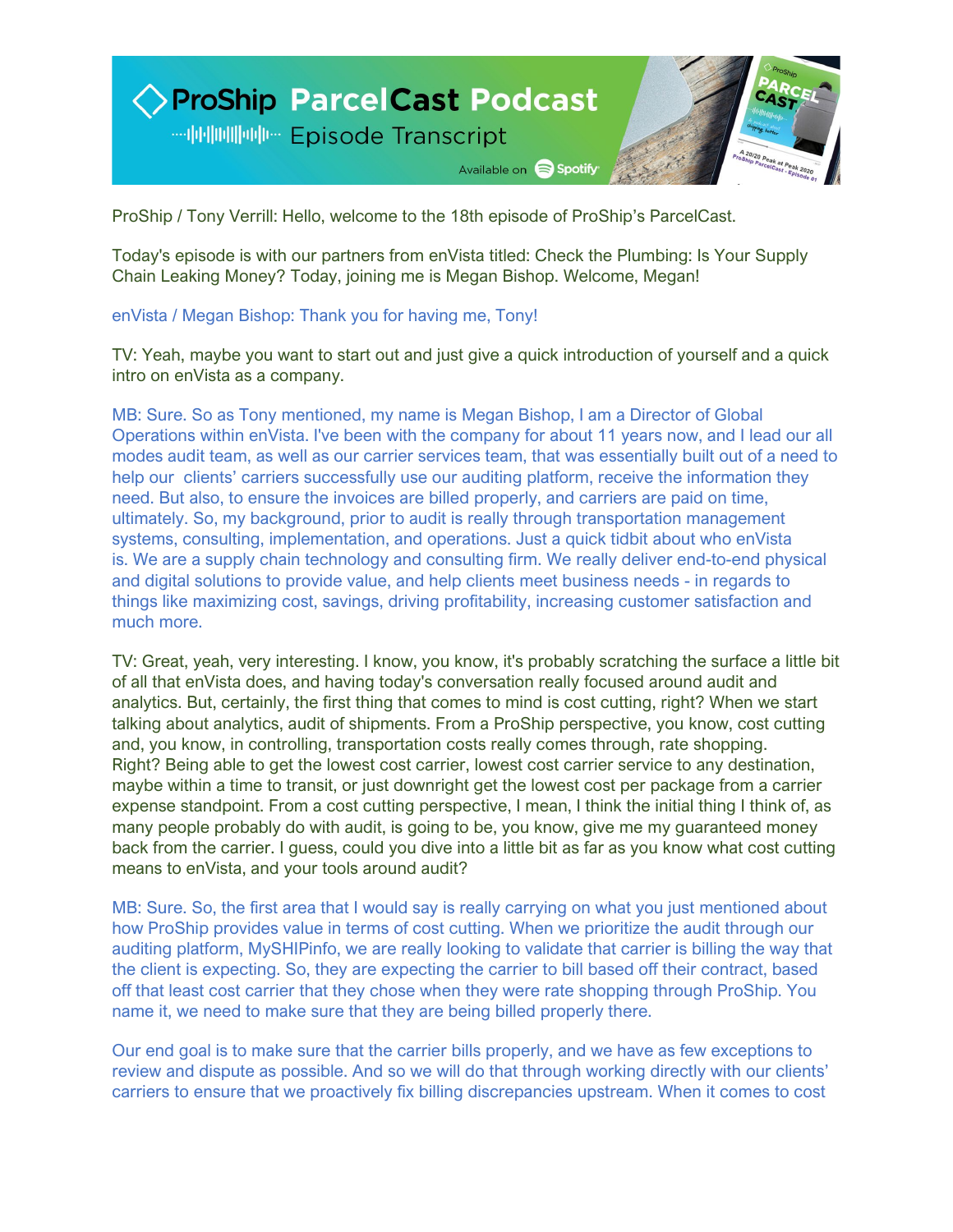# ProShip ParcelCast Podcast

## Episode Transcript

Available on Spotify

ProShip / Tony Verrill: Hello, welcome to the 18th episode of ProShip's ParcelCast.

Today's episode is with our partners from enVista titled: Check the Plumbing: Is Your Supply Chain Leaking Money? Today, joining me is Megan Bishop. Welcome, Megan!

enVista / Megan Bishop: Thank you for having me, Tony!

TV: Yeah, maybe you want to start out and just give a quick introduction of yourself and a quick intro on enVista as a company.

MB: Sure. So as Tony mentioned, my name is Megan Bishop, I am a Director of Global Operations within enVista. I've been with the company for about 11 years now, and I lead our all modes audit team, as well as our carrier services team, that was essentially built out of a need to help our clients' carriers successfully use our auditing platform, receive the information they need. But also, to ensure the invoices are billed properly, and carriers are paid on time, ultimately. So, my background, prior to audit is really through transportation management systems, consulting, implementation, and operations. Just a quick tidbit about who enVista is. We are a supply chain technology and consulting firm. We really deliver end-to-end physical and digital solutions to provide value, and help clients meet business needs - in regards to things like maximizing cost, savings, driving profitability, increasing customer satisfaction and much more.

TV: Great, yeah, very interesting. I know, you know, it's probably scratching the surface a little bit of all that enVista does, and having today's conversation really focused around audit and analytics. But, certainly, the first thing that comes to mind is cost cutting, right? When we start talking about analytics, audit of shipments. From a ProShip perspective, you know, cost cutting and, you know, in controlling, transportation costs really comes through, rate shopping. Right? Being able to get the lowest cost carrier, lowest cost carrier service to any destination, maybe within a time to transit, or just downright get the lowest cost per package from a carrier expense standpoint. From a cost cutting perspective, I mean, I think the initial thing I think of, as many people probably do with audit, is going to be, you know, give me my guaranteed money back from the carrier. I guess, could you dive into a little bit as far as you know what cost cutting means to enVista, and your tools around audit?

MB: Sure. So, the first area that I would say is really carrying on what you just mentioned about how ProShip provides value in terms of cost cutting. When we prioritize the audit through our auditing platform, MySHIPinfo, we are really looking to validate that carrier is billing the way that the client is expecting. So, they are expecting the carrier to bill based off their contract, based off that least cost carrier that they chose when they were rate shopping through ProShip. You name it, we need to make sure that they are being billed properly there.

Our end goal is to make sure that the carrier bills properly, and we have as few exceptions to review and dispute as possible. And so we will do that through working directly with our clients' carriers to ensure that we proactively fix billing discrepancies upstream. When it comes to cost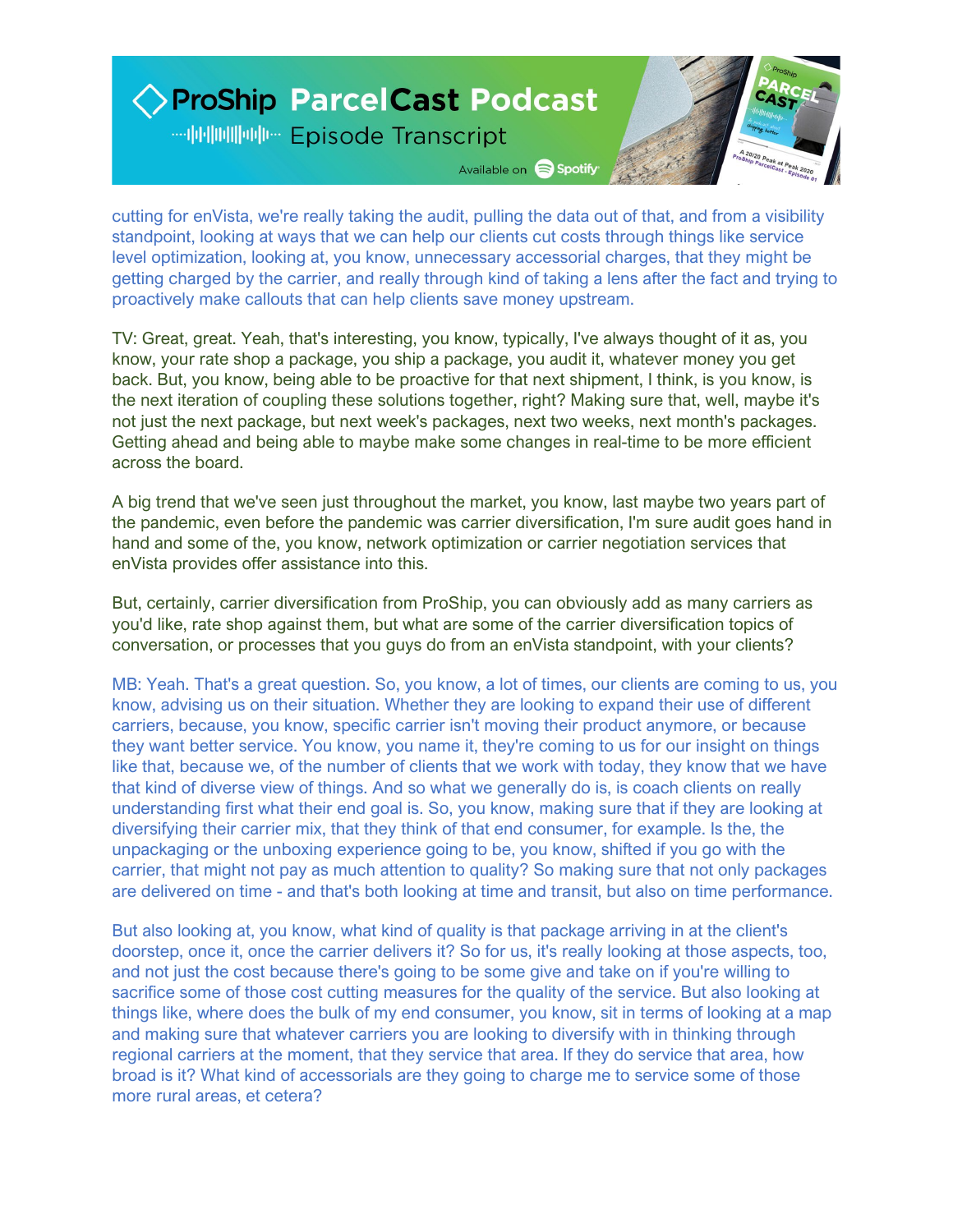cutting for enVista, we're really taking the audit, pulling the data out of that, and from a visibility standpoint, looking at ways that we can help our clients cut costs through things like service level optimization, looking at, you know, unnecessary accessorial charges, that they might be getting charged by the carrier, and really through kind of taking a lens after the fact and trying to proactively make callouts that can help clients save money upstream.

TV: Great, great. Yeah, that's interesting, you know, typically, I've always thought of it as, you know, your rate shop a package, you ship a package, you audit it, whatever money you get back. But, you know, being able to be proactive for that next shipment, I think, is you know, is the next iteration of coupling these solutions together, right? Making sure that, well, maybe it's not just the next package, but next week's packages, next two weeks, next month's packages. Getting ahead and being able to maybe make some changes in real-time to be more efficient across the board.

A big trend that we've seen just throughout the market, you know, last maybe two years part of the pandemic, even before the pandemic was carrier diversification, I'm sure audit goes hand in hand and some of the, you know, network optimization or carrier negotiation services that enVista provides offer assistance into this.

But, certainly, carrier diversification from ProShip, you can obviously add as many carriers as you'd like, rate shop against them, but what are some of the carrier diversification topics of conversation, or processes that you guys do from an enVista standpoint, with your clients?

MB: Yeah. That's a great question. So, you know, a lot of times, our clients are coming to us, you know, advising us on their situation. Whether they are looking to expand their use of different carriers, because, you know, specific carrier isn't moving their product anymore, or because they want better service. You know, you name it, they're coming to us for our insight on things like that, because we, of the number of clients that we work with today, they know that we have that kind of diverse view of things. And so what we generally do is, is coach clients on really understanding first what their end goal is. So, you know, making sure that if they are looking at diversifying their carrier mix, that they think of that end consumer, for example. Is the, the unpackaging or the unboxing experience going to be, you know, shifted if you go with the carrier, that might not pay as much attention to quality? So making sure that not only packages are delivered on time - and that's both looking at time and transit, but also on time performance.

But also looking at, you know, what kind of quality is that package arriving in at the client's doorstep, once it, once the carrier delivers it? So for us, it's really looking at those aspects, too, and not just the cost because there's going to be some give and take on if you're willing to sacrifice some of those cost cutting measures for the quality of the service. But also looking at things like, where does the bulk of my end consumer, you know, sit in terms of looking at a map and making sure that whatever carriers you are looking to diversify with in thinking through regional carriers at the moment, that they service that area. If they do service that area, how broad is it? What kind of accessorials are they going to charge me to service some of those more rural areas, et cetera?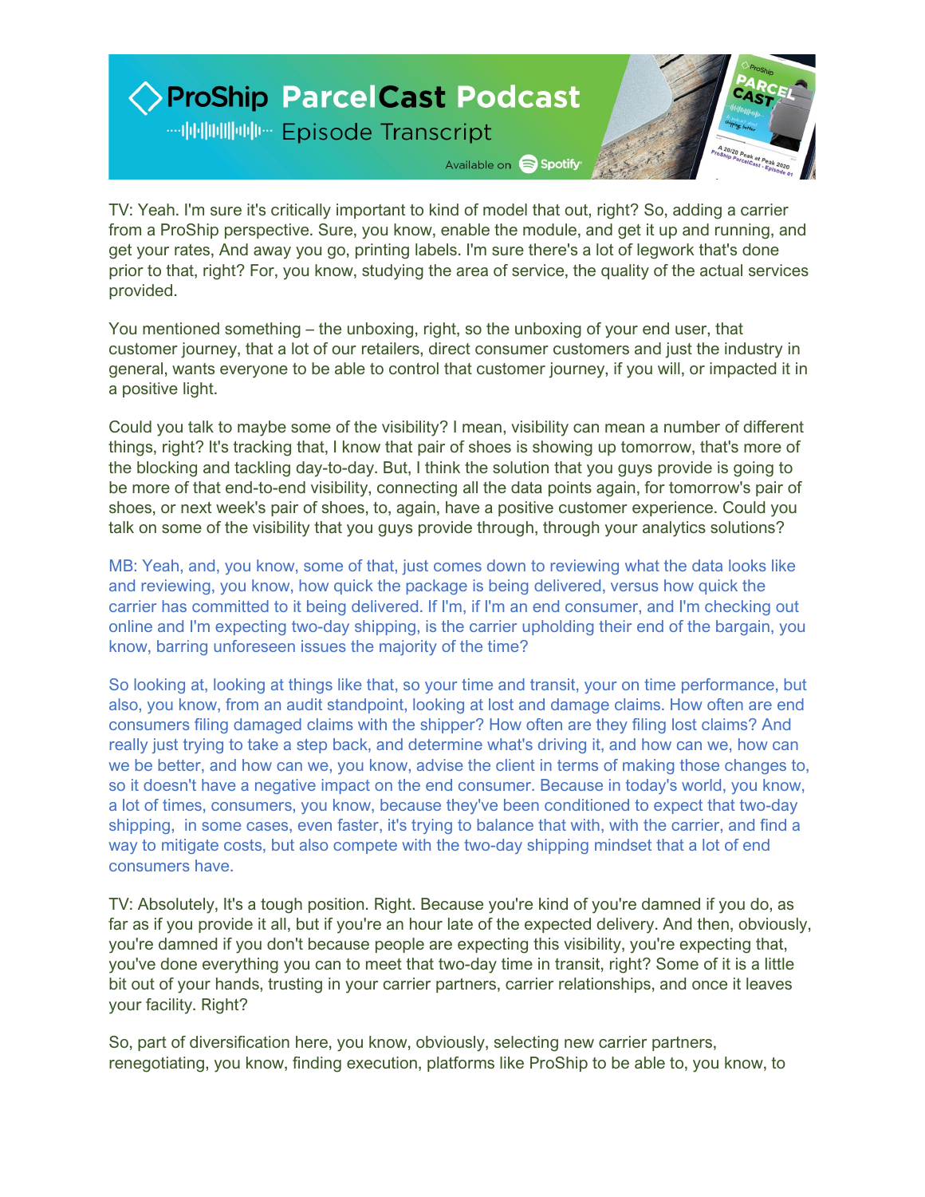TV: Yeah. I'm sure it's critically important to kind of model that out, right? So, adding a carrier from a ProShip perspective. Sure, you know, enable the module, and get it up and running, and get your rates, And away you go, printing labels. I'm sure there's a lot of legwork that's done prior to that, right? For, you know, studying the area of service, the quality of the actual services provided.

You mentioned something – the unboxing, right, so the unboxing of your end user, that customer journey, that a lot of our retailers, direct consumer customers and just the industry in general, wants everyone to be able to control that customer journey, if you will, or impacted it in a positive light.

Could you talk to maybe some of the visibility? I mean, visibility can mean a number of different things, right? It's tracking that, I know that pair of shoes is showing up tomorrow, that's more of the blocking and tackling day-to-day. But, I think the solution that you guys provide is going to be more of that end-to-end visibility, connecting all the data points again, for tomorrow's pair of shoes, or next week's pair of shoes, to, again, have a positive customer experience. Could you talk on some of the visibility that you guys provide through, through your analytics solutions?

MB: Yeah, and, you know, some of that, just comes down to reviewing what the data looks like and reviewing, you know, how quick the package is being delivered, versus how quick the carrier has committed to it being delivered. If I'm, if I'm an end consumer, and I'm checking out online and I'm expecting two-day shipping, is the carrier upholding their end of the bargain, you know, barring unforeseen issues the majority of the time?

So looking at, looking at things like that, so your time and transit, your on time performance, but also, you know, from an audit standpoint, looking at lost and damage claims. How often are end consumers filing damaged claims with the shipper? How often are they filing lost claims? And really just trying to take a step back, and determine what's driving it, and how can we, how can we be better, and how can we, you know, advise the client in terms of making those changes to, so it doesn't have a negative impact on the end consumer. Because in today's world, you know, a lot of times, consumers, you know, because they've been conditioned to expect that two-day shipping, in some cases, even faster, it's trying to balance that with, with the carrier, and find a way to mitigate costs, but also compete with the two-day shipping mindset that a lot of end consumers have.

TV: Absolutely, It's a tough position. Right. Because you're kind of you're damned if you do, as far as if you provide it all, but if you're an hour late of the expected delivery. And then, obviously, you're damned if you don't because people are expecting this visibility, you're expecting that, you've done everything you can to meet that two-day time in transit, right? Some of it is a little bit out of your hands, trusting in your carrier partners, carrier relationships, and once it leaves your facility. Right?

So, part of diversification here, you know, obviously, selecting new carrier partners, renegotiating, you know, finding execution, platforms like ProShip to be able to, you know, to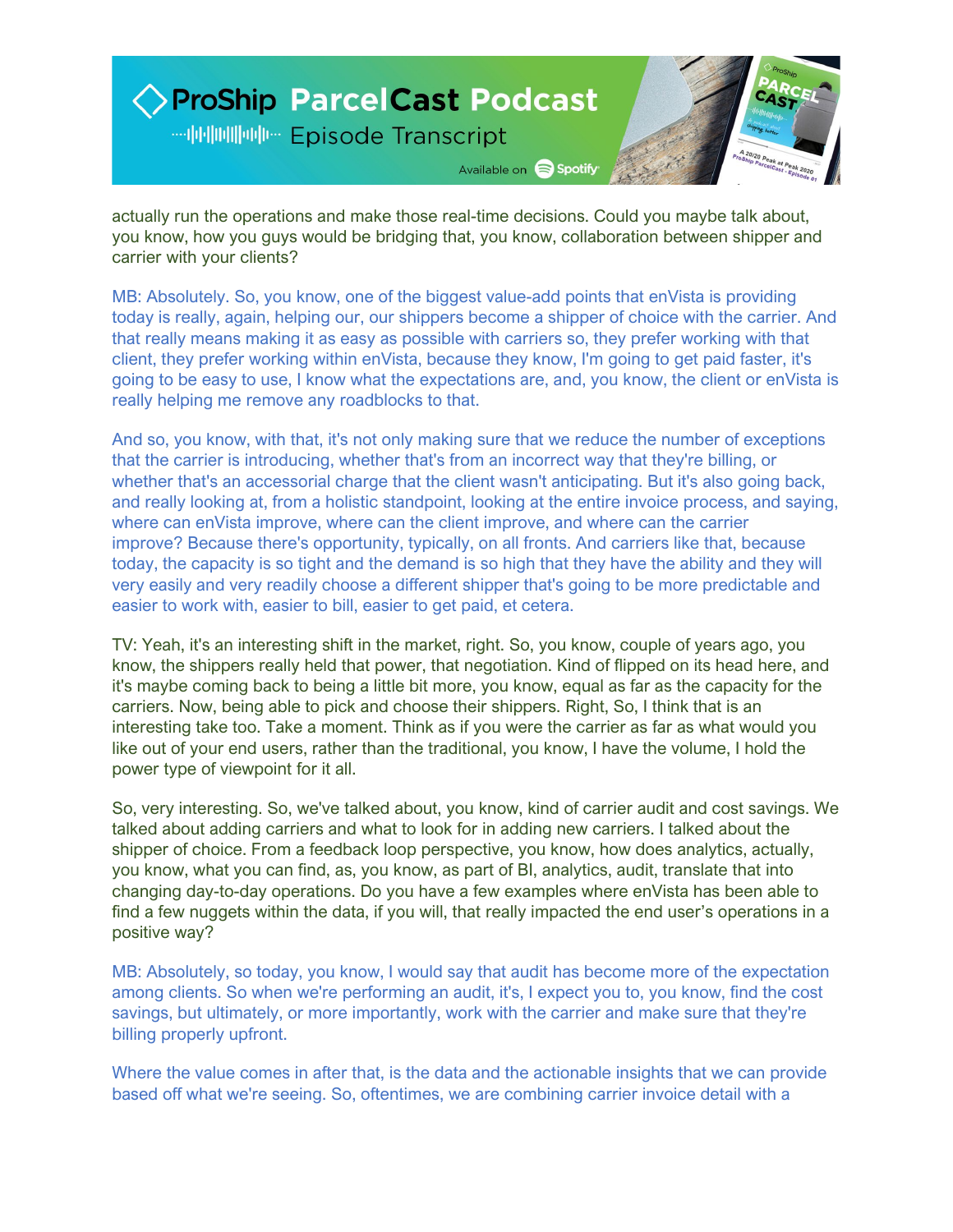actually run the operations and make those real-time decisions. Could you maybe talk about, you know, how you guys would be bridging that, you know, collaboration between shipper and carrier with your clients?

MB: Absolutely. So, you know, one of the biggest value-add points that enVista is providing today is really, again, helping our, our shippers become a shipper of choice with the carrier. And that really means making it as easy as possible with carriers so, they prefer working with that client, they prefer working within enVista, because they know, I'm going to get paid faster, it's going to be easy to use, I know what the expectations are, and, you know, the client or enVista is really helping me remove any roadblocks to that.

And so, you know, with that, it's not only making sure that we reduce the number of exceptions that the carrier is introducing, whether that's from an incorrect way that they're billing, or whether that's an accessorial charge that the client wasn't anticipating. But it's also going back, and really looking at, from a holistic standpoint, looking at the entire invoice process, and saying, where can enVista improve, where can the client improve, and where can the carrier improve? Because there's opportunity, typically, on all fronts. And carriers like that, because today, the capacity is so tight and the demand is so high that they have the ability and they will very easily and very readily choose a different shipper that's going to be more predictable and easier to work with, easier to bill, easier to get paid, et cetera.

TV: Yeah, it's an interesting shift in the market, right. So, you know, couple of years ago, you know, the shippers really held that power, that negotiation. Kind of flipped on its head here, and it's maybe coming back to being a little bit more, you know, equal as far as the capacity for the carriers. Now, being able to pick and choose their shippers. Right, So, I think that is an interesting take too. Take a moment. Think as if you were the carrier as far as what would you like out of your end users, rather than the traditional, you know, I have the volume, I hold the power type of viewpoint for it all.

So, very interesting. So, we've talked about, you know, kind of carrier audit and cost savings. We talked about adding carriers and what to look for in adding new carriers. I talked about the shipper of choice. From a feedback loop perspective, you know, how does analytics, actually, you know, what you can find, as, you know, as part of BI, analytics, audit, translate that into changing day-to-day operations. Do you have a few examples where enVista has been able to find a few nuggets within the data, if you will, that really impacted the end user's operations in a positive way?

MB: Absolutely, so today, you know, I would say that audit has become more of the expectation among clients. So when we're performing an audit, it's, I expect you to, you know, find the cost savings, but ultimately, or more importantly, work with the carrier and make sure that they're billing properly upfront.

Where the value comes in after that, is the data and the actionable insights that we can provide based off what we're seeing. So, oftentimes, we are combining carrier invoice detail with a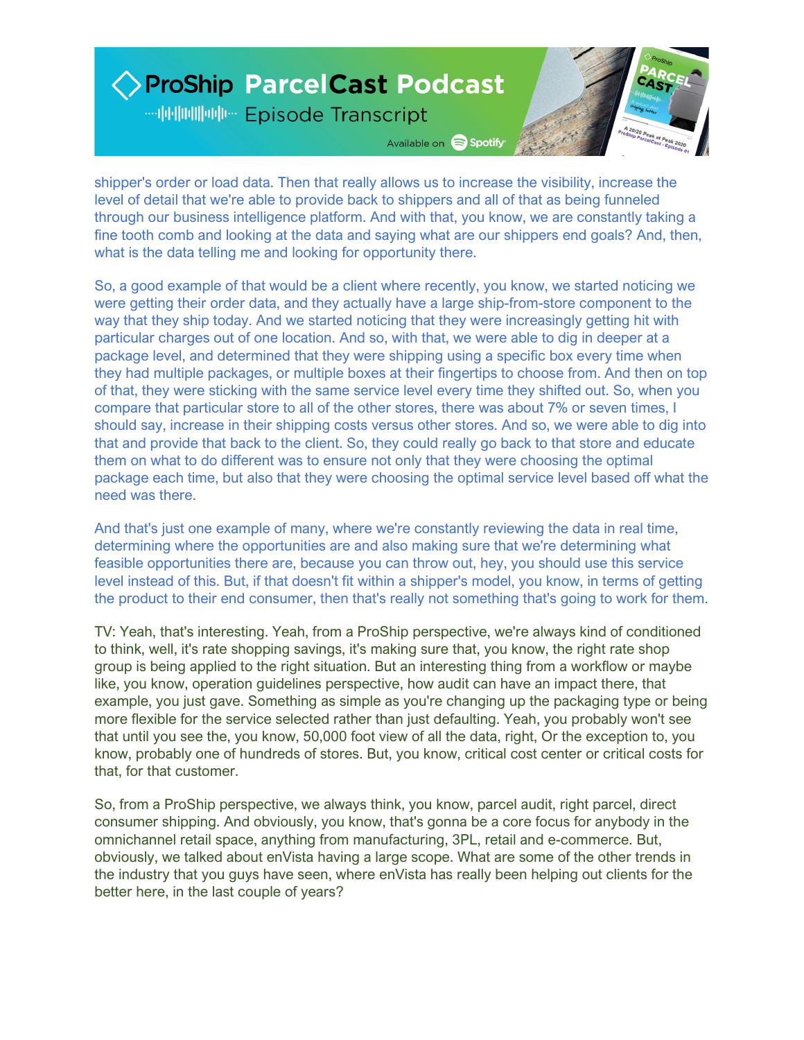shipper's order or load data. Then that really allows us to increase the visibility, increase the level of detail that we're able to provide back to shippers and all of that as being funneled through our business intelligence platform. And with that, you know, we are constantly taking a fine tooth comb and looking at the data and saying what are our shippers end goals? And, then, what is the data telling me and looking for opportunity there.

So, a good example of that would be a client where recently, you know, we started noticing we were getting their order data, and they actually have a large ship-from-store component to the way that they ship today. And we started noticing that they were increasingly getting hit with particular charges out of one location. And so, with that, we were able to dig in deeper at a package level, and determined that they were shipping using a specific box every time when they had multiple packages, or multiple boxes at their fingertips to choose from. And then on top of that, they were sticking with the same service level every time they shifted out. So, when you compare that particular store to all of the other stores, there was about 7% or seven times, I should say, increase in their shipping costs versus other stores. And so, we were able to dig into that and provide that back to the client. So, they could really go back to that store and educate them on what to do different was to ensure not only that they were choosing the optimal package each time, but also that they were choosing the optimal service level based off what the need was there.

And that's just one example of many, where we're constantly reviewing the data in real time, determining where the opportunities are and also making sure that we're determining what feasible opportunities there are, because you can throw out, hey, you should use this service level instead of this. But, if that doesn't fit within a shipper's model, you know, in terms of getting the product to their end consumer, then that's really not something that's going to work for them.

TV: Yeah, that's interesting. Yeah, from a ProShip perspective, we're always kind of conditioned to think, well, it's rate shopping savings, it's making sure that, you know, the right rate shop group is being applied to the right situation. But an interesting thing from a workflow or maybe like, you know, operation guidelines perspective, how audit can have an impact there, that example, you just gave. Something as simple as you're changing up the packaging type or being more flexible for the service selected rather than just defaulting. Yeah, you probably won't see that until you see the, you know, 50,000 foot view of all the data, right, Or the exception to, you know, probably one of hundreds of stores. But, you know, critical cost center or critical costs for that, for that customer.

So, from a ProShip perspective, we always think, you know, parcel audit, right parcel, direct consumer shipping. And obviously, you know, that's gonna be a core focus for anybody in the omnichannel retail space, anything from manufacturing, 3PL, retail and e-commerce. But, obviously, we talked about enVista having a large scope. What are some of the other trends in the industry that you guys have seen, where enVista has really been helping out clients for the better here, in the last couple of years?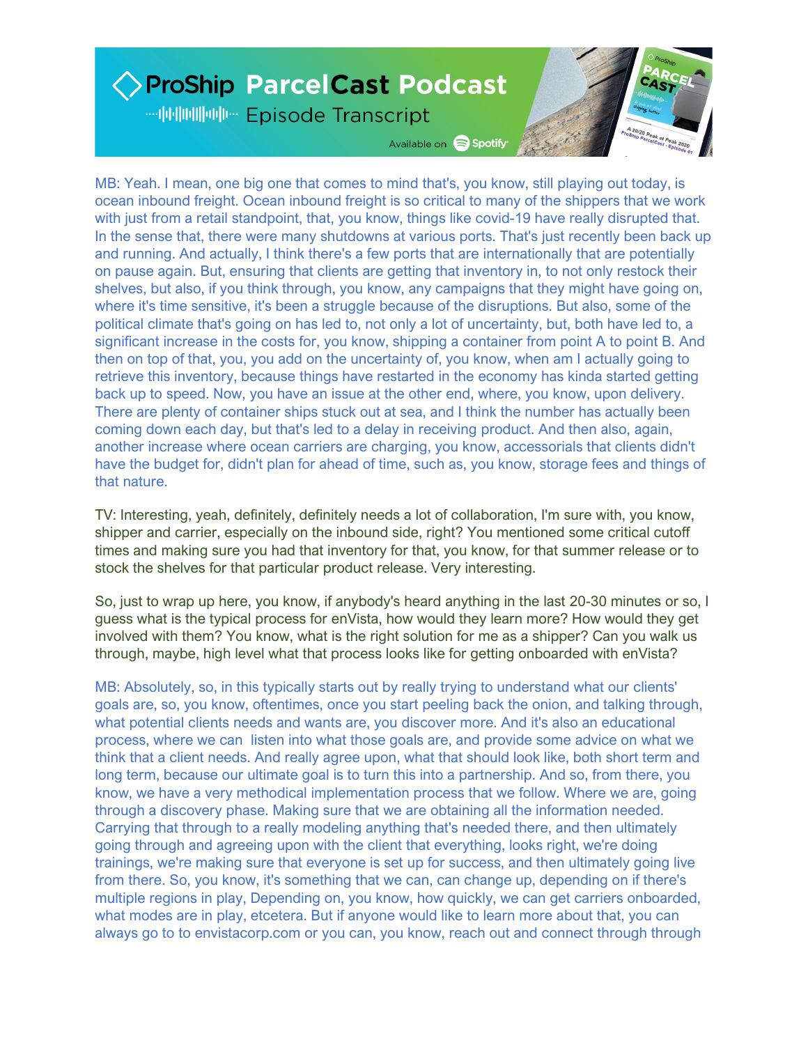MB: Yeah. I mean, one big one that comes to mind that's, you know, still playing out today, is ocean inbound freight. Ocean inbound freight is so critical to many of the shippers that we work with just from a retail standpoint, that, you know, things like covid-19 have really disrupted that. In the sense that, there were many shutdowns at various ports. That's just recently been back up and running. And actually, I think there's a few ports that are internationally that are potentially on pause again. But, ensuring that clients are getting that inventory in, to not only restock their shelves, but also, if you think through, you know, any campaigns that they might have going on, where it's time sensitive, it's been a struggle because of the disruptions. But also, some of the political climate that's going on has led to, not only a lot of uncertainty, but, both have led to, a significant increase in the costs for, you know, shipping a container from point A to point B. And then on top of that, you, you add on the uncertainty of, you know, when am I actually going to retrieve this inventory, because things have restarted in the economy has kinda started getting back up to speed. Now, you have an issue at the other end, where, you know, upon delivery. There are plenty of container ships stuck out at sea, and I think the number has actually been coming down each day, but that's led to a delay in receiving product. And then also, again, another increase where ocean carriers are charging, you know, accessorials that clients didn't have the budget for, didn't plan for ahead of time, such as, you know, storage fees and things of that nature.

TV: Interesting, yeah, definitely, definitely needs a lot of collaboration, I'm sure with, you know, shipper and carrier, especially on the inbound side, right? You mentioned some critical cutoff times and making sure you had that inventory for that, you know, for that summer release or to stock the shelves for that particular product release. Very interesting.

So, just to wrap up here, you know, if anybody's heard anything in the last 20-30 minutes or so, I guess what is the typical process for enVista, how would they learn more? How would they get involved with them? You know, what is the right solution for me as a shipper? Can you walk us through, maybe, high level what that process looks like for getting onboarded with enVista?

MB: Absolutely, so, in this typically starts out by really trying to understand what our clients' goals are, so, you know, oftentimes, once you start peeling back the onion, and talking through, what potential clients needs and wants are, you discover more. And it's also an educational process, where we can listen into what those goals are, and provide some advice on what we think that a client needs. And really agree upon, what that should look like, both short term and long term, because our ultimate goal is to turn this into a partnership. And so, from there, you know, we have a very methodical implementation process that we follow. Where we are, going through a discovery phase. Making sure that we are obtaining all the information needed. Carrying that through to a really modeling anything that's needed there, and then ultimately going through and agreeing upon with the client that everything, looks right, we're doing trainings, we're making sure that everyone is set up for success, and then ultimately going live from there. So, you know, it's something that we can, can change up, depending on if there's multiple regions in play, Depending on, you know, how quickly, we can get carriers onboarded, what modes are in play, etcetera. But if anyone would like to learn more about that, you can always go to to envistacorp.com or you can, you know, reach out and connect through through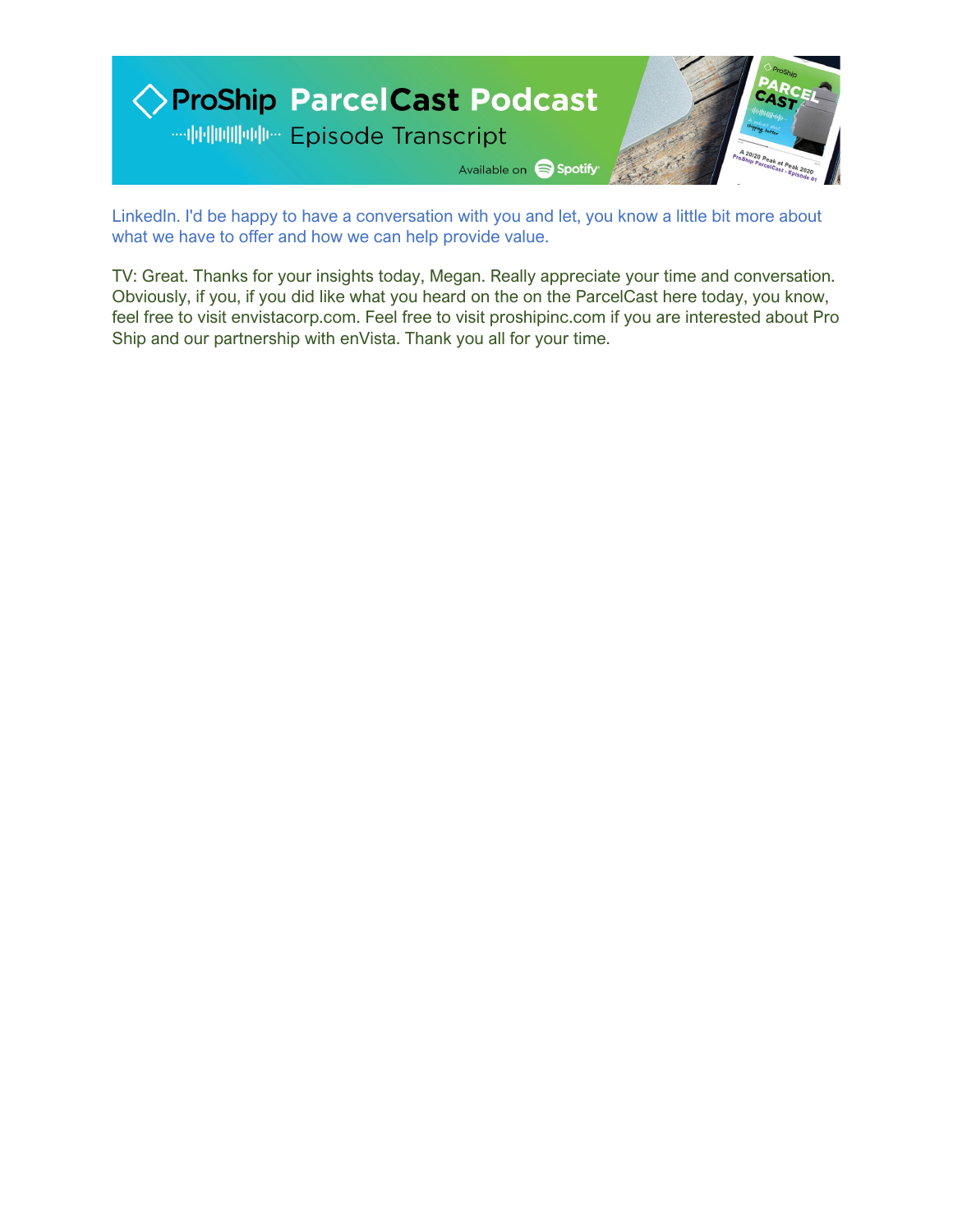LinkedIn. I'd be happy to have a conversation with you and let, you know a little bit more about what we have to offer and how we can help provide value.

TV: Great. Thanks for your insights today, Megan. Really appreciate your time and conversation. Obviously, if you, if you did like what you heard on the on the ParcelCast here today, you know, feel free to visit envistacorp.com. Feel free to visit proshipinc.com if you are interested about Pro Ship and our partnership with enVista. Thank you all for your time.